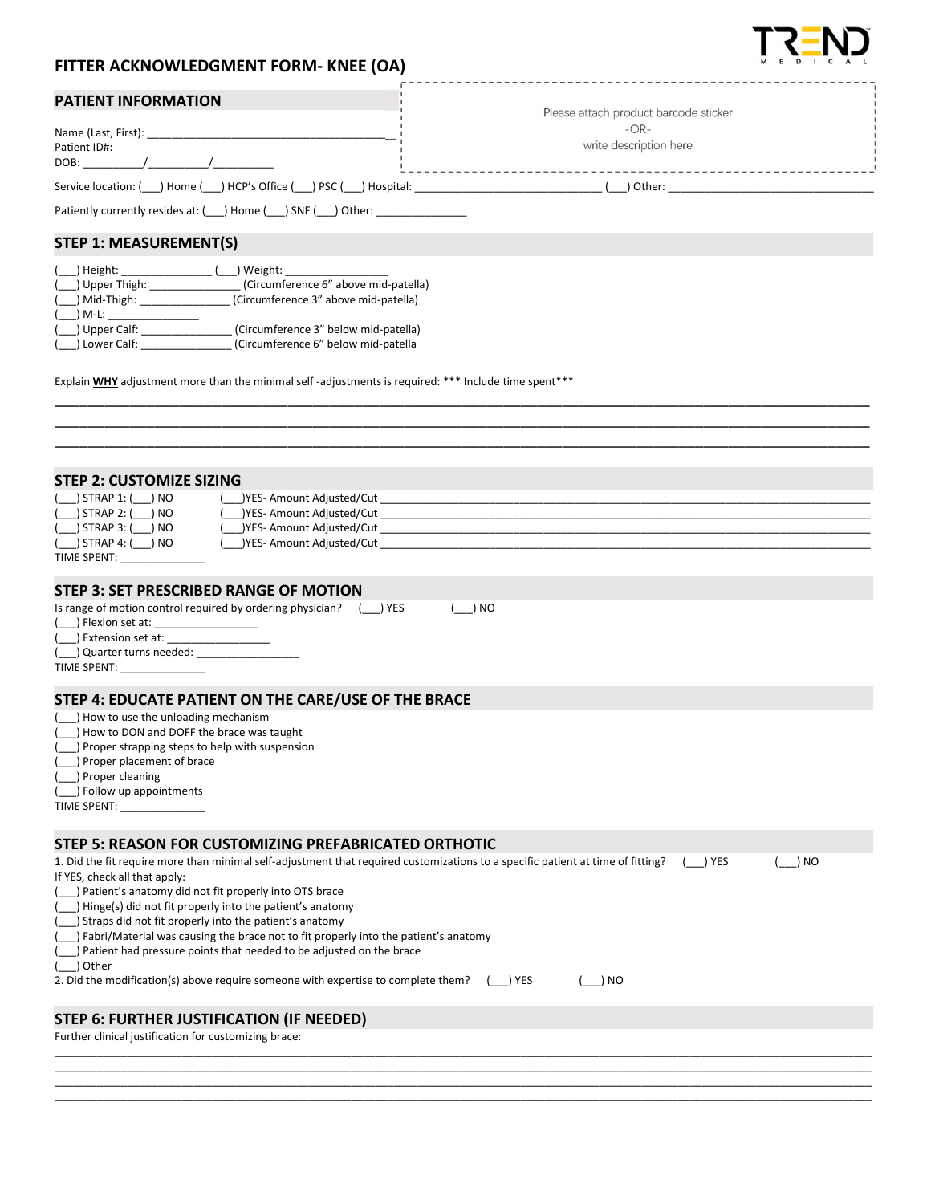TREND MEDICAL

# FITTER ACKNOWLEDGMENT FORM- KNEE (OA)

## PATIENT INFORMATION

Name (Last, First): ________________________________________
Patient ID#:
DOB: __________/__________/__________

Please attach product barcode sticker
-OR-
write description here

Service location: (___) Home (___) HCP's Office (___) PSC (___) Hospital: ______________________________ (___) Other: __________________________________

Patiently currently resides at: (___) Home (___) SNF (___) Other: _______________

## STEP 1: MEASUREMENT(S)

(___) Height: _______________ (___) Weight: ________________
(___) Upper Thigh: _______________ (Circumference 6" above mid-patella)
(___) Mid-Thigh: _______________ (Circumference 3" above mid-patella)
(___) M-L: _______________
(___) Upper Calf: _______________ (Circumference 3" below mid-patella)
(___) Lower Calf: _______________ (Circumference 6" below mid-patella

Explain **WHY** adjustment more than the minimal self -adjustments is required: *** Include time spent***

________________________________________________________________________________________________________
________________________________________________________________________________________________________
________________________________________________________________________________________________________

## STEP 2: CUSTOMIZE SIZING

(___) STRAP 1: (___) NO (___)YES- Amount Adjusted/Cut ________________________________________________
(___) STRAP 2: (___) NO (___)YES- Amount Adjusted/Cut ________________________________________________
(___) STRAP 3: (___) NO (___)YES- Amount Adjusted/Cut ________________________________________________
(___) STRAP 4: (___) NO (___)YES- Amount Adjusted/Cut ________________________________________________
TIME SPENT: ______________

## STEP 3: SET PRESCRIBED RANGE OF MOTION

Is range of motion control required by ordering physician? (___) YES (___) NO
(___) Flexion set at: _________________
(___) Extension set at: _________________
(___) Quarter turns needed: _________________
TIME SPENT: ______________

## STEP 4: EDUCATE PATIENT ON THE CARE/USE OF THE BRACE

(___) How to use the unloading mechanism
(___) How to DON and DOFF the brace was taught
(___) Proper strapping steps to help with suspension
(___) Proper placement of brace
(___) Proper cleaning
(___) Follow up appointments
TIME SPENT: ______________

## STEP 5: REASON FOR CUSTOMIZING PREFABRICATED ORTHOTIC

1. Did the fit require more than minimal self-adjustment that required customizations to a specific patient at time of fitting? (___) YES (___) NO

If YES, check all that apply:
(___) Patient's anatomy did not fit properly into OTS brace
(___) Hinge(s) did not fit properly into the patient's anatomy
(___) Straps did not fit properly into the patient's anatomy
(___) Fabri/Material was causing the brace not to fit properly into the patient's anatomy
(___) Patient had pressure points that needed to be adjusted on the brace
(___) Other

2. Did the modification(s) above require someone with expertise to complete them? (___) YES (___) NO

## STEP 6: FURTHER JUSTIFICATION (IF NEEDED)

Further clinical justification for customizing brace:

________________________________________________________________________________________________________
________________________________________________________________________________________________________
________________________________________________________________________________________________________
________________________________________________________________________________________________________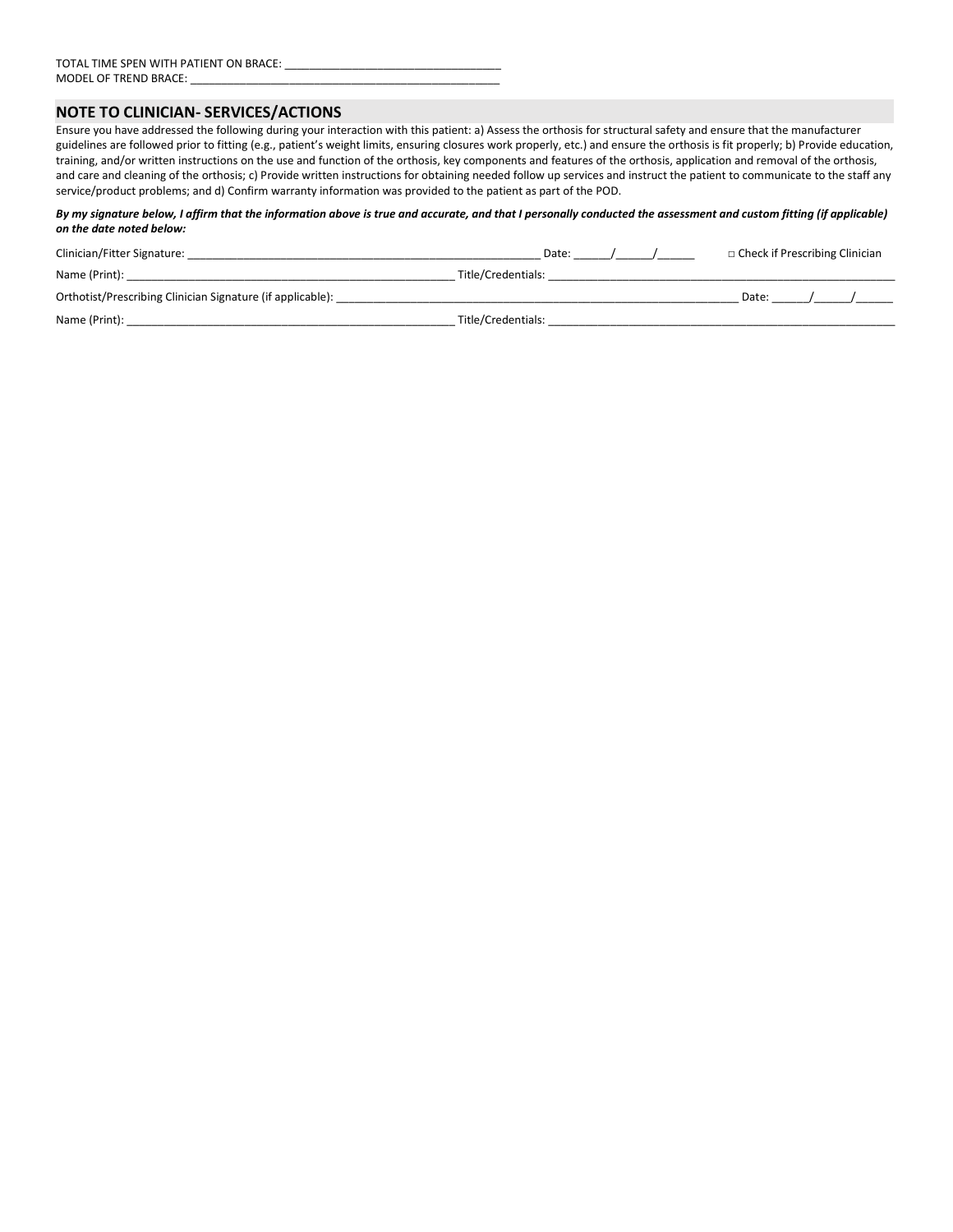TOTAL TIME SPEN WITH PATIENT ON BRACE: ___________________________________
MODEL OF TREND BRACE: ___________________________________________________

## NOTE TO CLINICIAN- SERVICES/ACTIONS

Ensure you have addressed the following during your interaction with this patient: a) Assess the orthosis for structural safety and ensure that the manufacturer guidelines are followed prior to fitting (e.g., patient's weight limits, ensuring closures work properly, etc.) and ensure the orthosis is fit properly; b) Provide education, training, and/or written instructions on the use and function of the orthosis, key components and features of the orthosis, application and removal of the orthosis, and care and cleaning of the orthosis; c) Provide written instructions for obtaining needed follow up services and instruct the patient to communicate to the staff any service/product problems; and d) Confirm warranty information was provided to the patient as part of the POD.

***By my signature below, I affirm that the information above is true and accurate, and that I personally conducted the assessment and custom fitting (if applicable) on the date noted below:***

Clinician/Fitter Signature: ___________________________________________________________ Date: ______/______/______ □ Check if Prescribing Clinician

Name (Print): ______________________________________________________ Title/Credentials: __________________________________________________________

Orthotist/Prescribing Clinician Signature (if applicable): ___________________________________________________________________ Date: ______/______/______

Name (Print): ______________________________________________________ Title/Credentials: __________________________________________________________